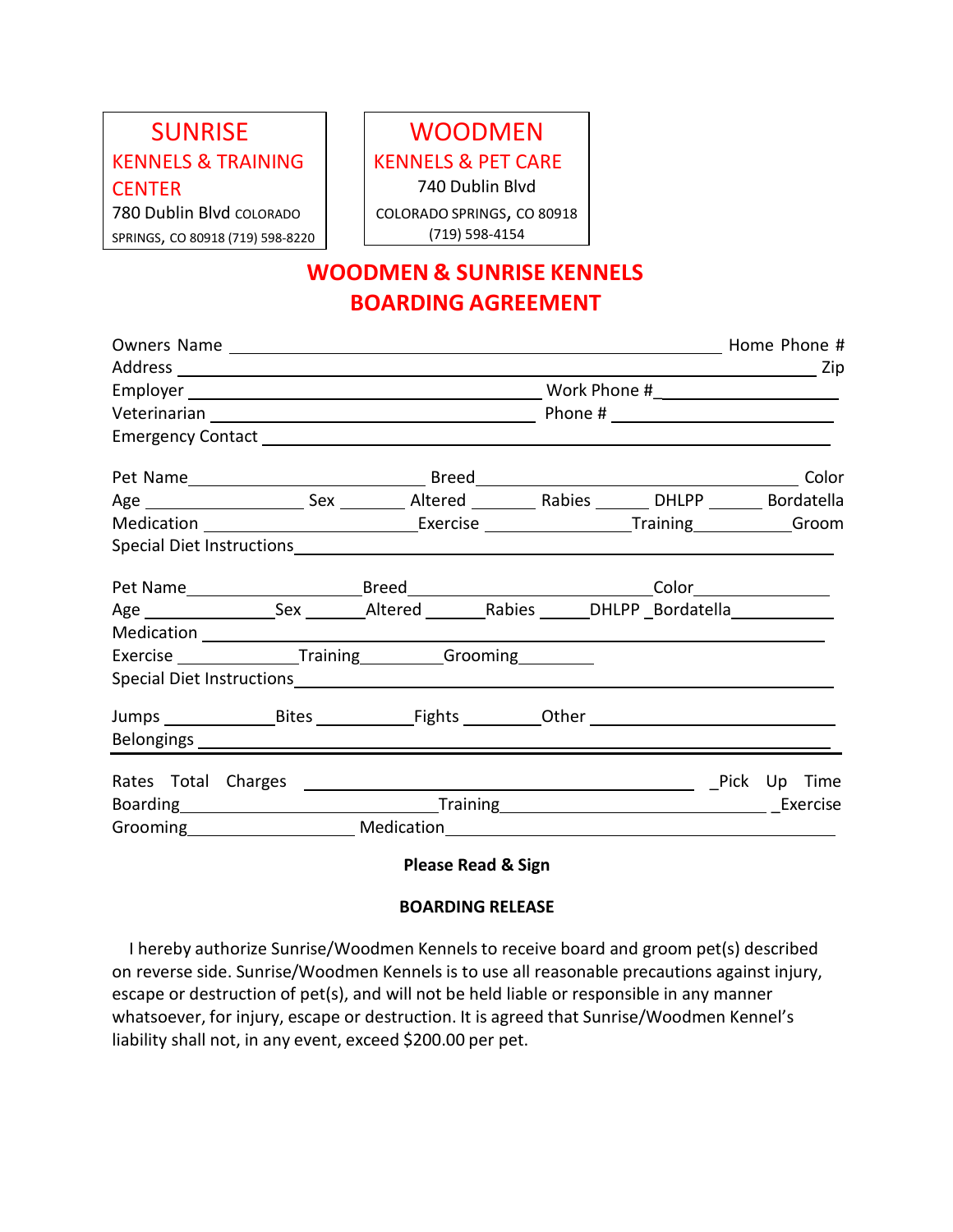**SUNRISE**
**KENNELS & TRAINING CENTER**
780 Dublin Blvd COLORADO SPRINGS, CO 80918 (719) 598-8220

**WOODMEN**
**KENNELS & PET CARE**
740 Dublin Blvd
COLORADO SPRINGS, CO 80918
(719) 598-4154

# WOODMEN & SUNRISE KENNELS BOARDING AGREEMENT

Owners Name ______________________________________________ Home Phone #
Address _______________________________________________________ Zip
Employer ________________________________ Work Phone #_______________
Veterinarian ______________________________ Phone # _________________
Emergency Contact _____________________________________________________

Pet Name______________________ Breed______________________________ Color
Age ______________ Sex ______ Altered ______ Rabies _____ DHLPP _____ Bordatella
Medication ____________________Exercise ______________Training__________Groom
Special Diet Instructions_______________________________________________

Pet Name_________________Breed_______________________Color_____________
Age _____________Sex ______Altered ______Rabies _____DHLPP _Bordatella__________
Medication _________________________________________________________
Exercise ____________Training_________Grooming________
Special Diet Instructions_______________________________________________

Jumps ___________Bites __________Fights ________Other _______________________
Belongings _________________________________________________________

---

Rates Total Charges ______________________________________ _Pick Up Time
Boarding_______________________Training___________________________ _Exercise
Grooming_________________ Medication____________________________________

**Please Read & Sign**

**BOARDING RELEASE**

I hereby authorize Sunrise/Woodmen Kennels to receive board and groom pet(s) described on reverse side. Sunrise/Woodmen Kennels is to use all reasonable precautions against injury, escape or destruction of pet(s), and will not be held liable or responsible in any manner whatsoever, for injury, escape or destruction. It is agreed that Sunrise/Woodmen Kennel's liability shall not, in any event, exceed $200.00 per pet.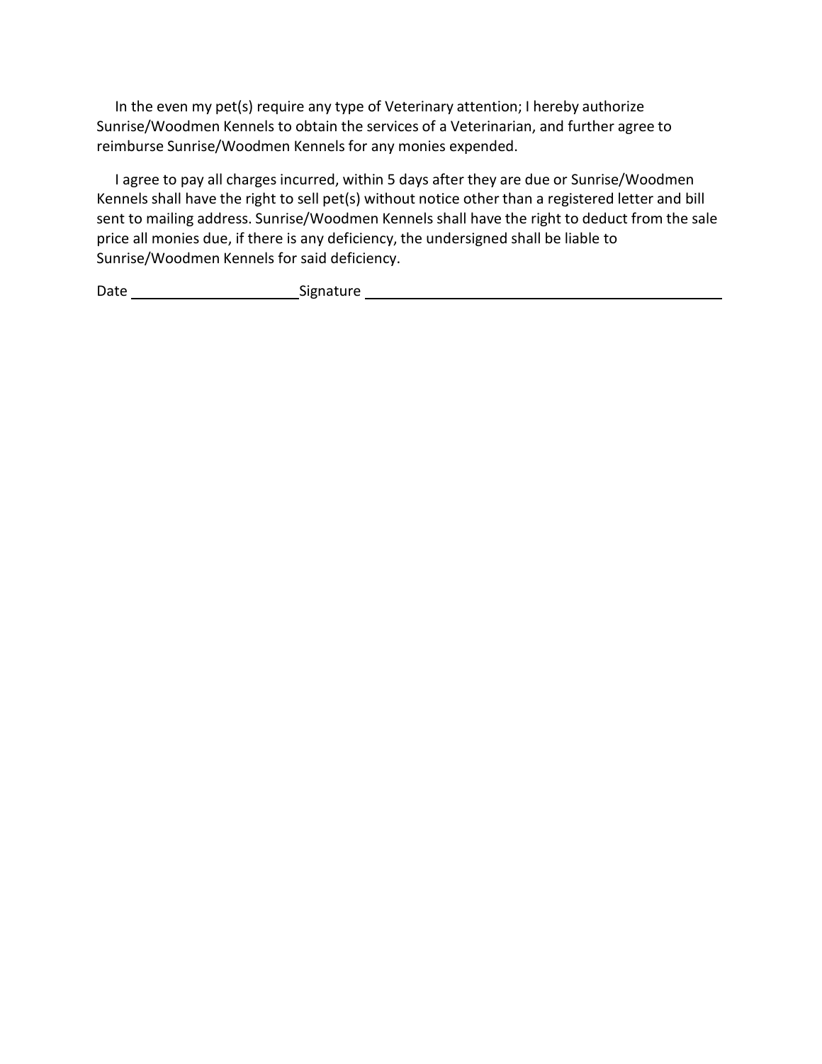In the even my pet(s) require any type of Veterinary attention; I hereby authorize Sunrise/Woodmen Kennels to obtain the services of a Veterinarian, and further agree to reimburse Sunrise/Woodmen Kennels for any monies expended.

I agree to pay all charges incurred, within 5 days after they are due or Sunrise/Woodmen Kennels shall have the right to sell pet(s) without notice other than a registered letter and bill sent to mailing address. Sunrise/Woodmen Kennels shall have the right to deduct from the sale price all monies due, if there is any deficiency, the undersigned shall be liable to Sunrise/Woodmen Kennels for said deficiency.

Date ______________________ Signature ______________________________________________